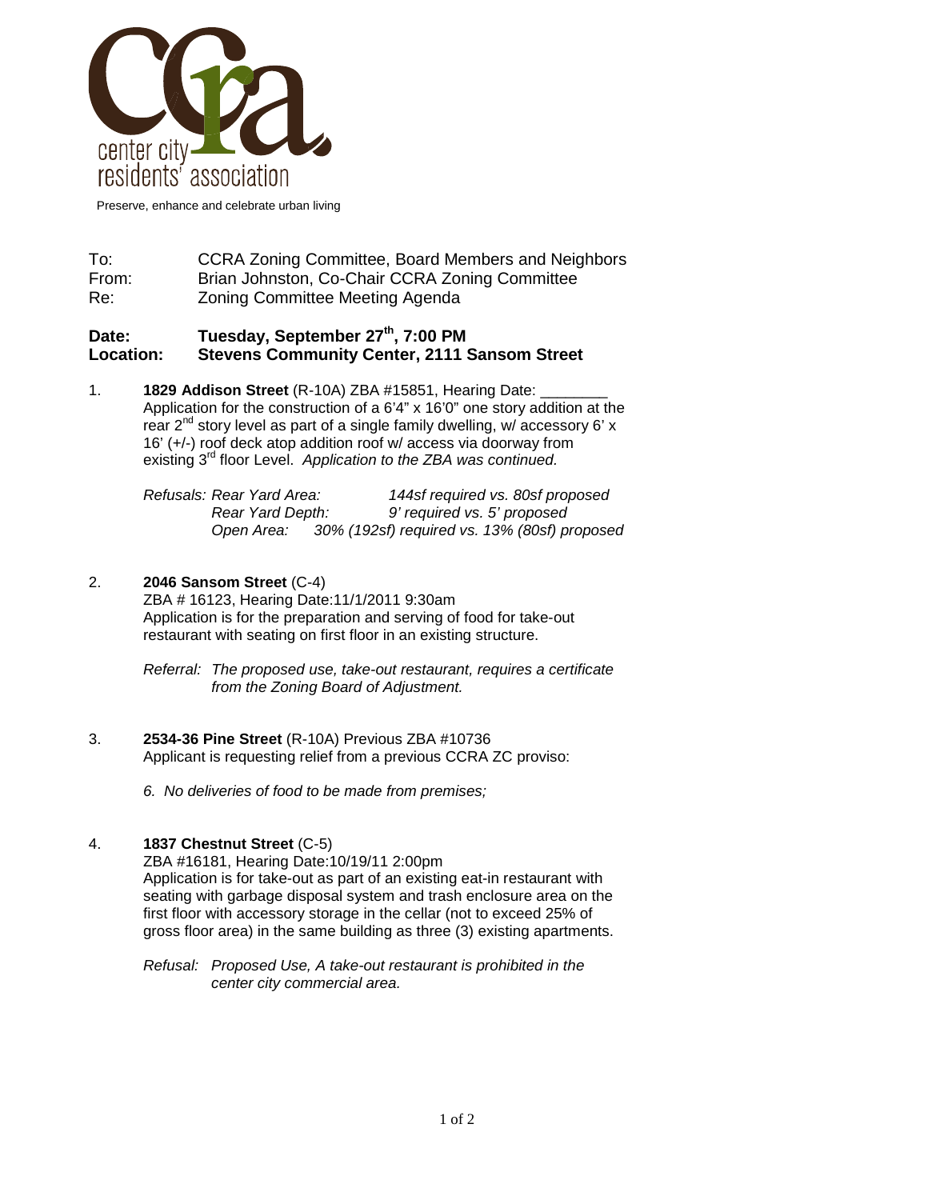center city residents' association

Preserve, enhance and celebrate urban living

To: CCRA Zoning Committee, Board Members and Neighbors
From: Brian Johnston, Co-Chair CCRA Zoning Committee
Re: Zoning Committee Meeting Agenda

**Date: Tuesday, September 27th, 7:00 PM**
**Location: Stevens Community Center, 2111 Sansom Street**

1. **1829 Addison Street** (R-10A) ZBA #15851, Hearing Date: ________
   Application for the construction of a 6'4" x 16'0" one story addition at the rear 2nd story level as part of a single family dwelling, w/ accessory 6' x 16' (+/-) roof deck atop addition roof w/ access via doorway from existing 3rd floor Level. *Application to the ZBA was continued.*

   *Refusals: Rear Yard Area: 144sf required vs. 80sf proposed*
   *Rear Yard Depth: 9' required vs. 5' proposed*
   *Open Area: 30% (192sf) required vs. 13% (80sf) proposed*

2. **2046 Sansom Street** (C-4)
   ZBA # 16123, Hearing Date:11/1/2011 9:30am
   Application is for the preparation and serving of food for take-out restaurant with seating on first floor in an existing structure.

   *Referral: The proposed use, take-out restaurant, requires a certificate from the Zoning Board of Adjustment.*

3. **2534-36 Pine Street** (R-10A) Previous ZBA #10736
   Applicant is requesting relief from a previous CCRA ZC proviso:

   *6. No deliveries of food to be made from premises;*

4. **1837 Chestnut Street** (C-5)
   ZBA #16181, Hearing Date:10/19/11 2:00pm
   Application is for take-out as part of an existing eat-in restaurant with seating with garbage disposal system and trash enclosure area on the first floor with accessory storage in the cellar (not to exceed 25% of gross floor area) in the same building as three (3) existing apartments.

   *Refusal: Proposed Use, A take-out restaurant is prohibited in the center city commercial area.*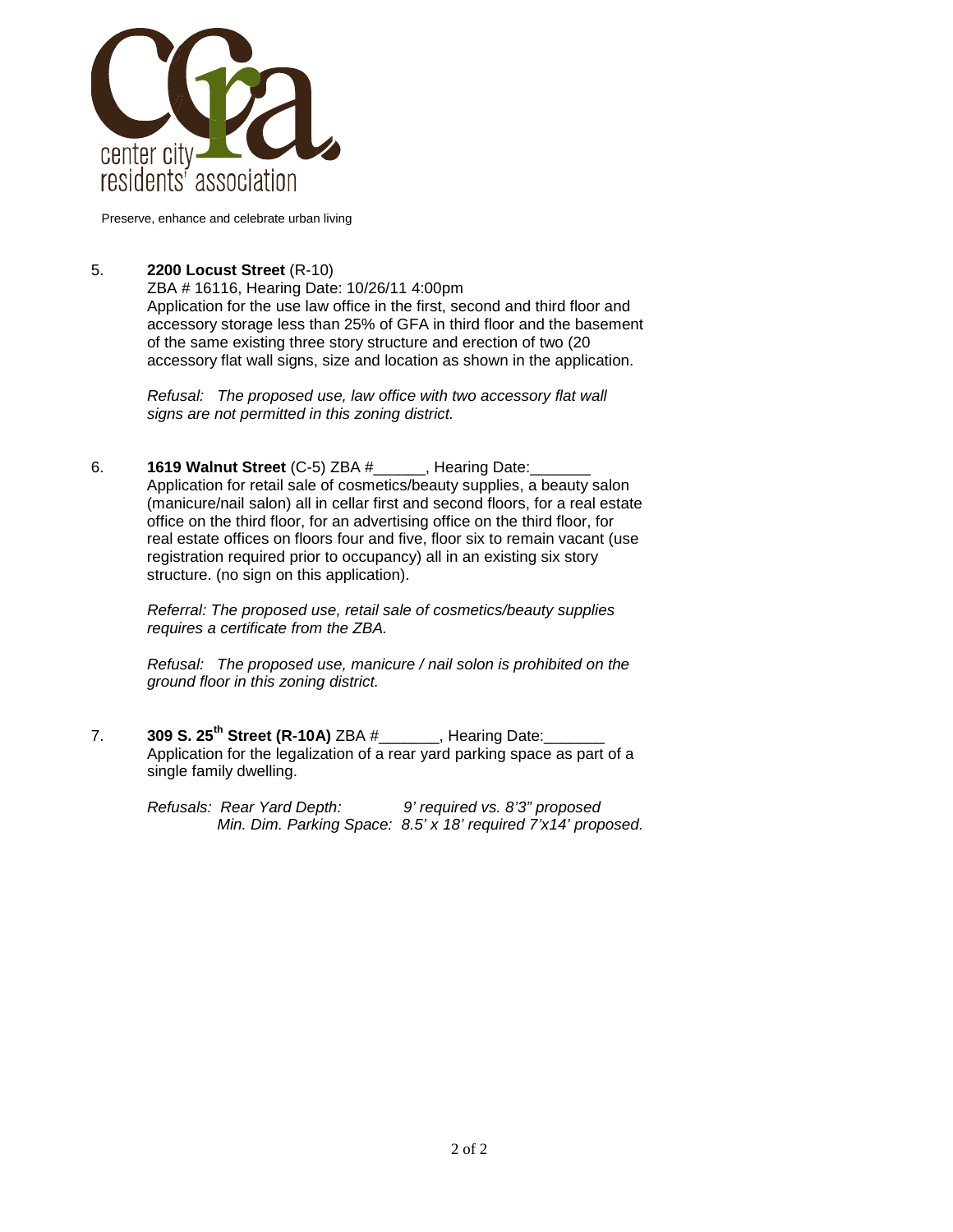center city residents' association

Preserve, enhance and celebrate urban living

5. **2200 Locust Street** (R-10)
   ZBA # 16116, Hearing Date: 10/26/11 4:00pm
   Application for the use law office in the first, second and third floor and accessory storage less than 25% of GFA in third floor and the basement of the same existing three story structure and erection of two (20 accessory flat wall signs, size and location as shown in the application.

   *Refusal: The proposed use, law office with two accessory flat wall signs are not permitted in this zoning district.*

6. **1619 Walnut Street** (C-5) ZBA #______, Hearing Date:_______
   Application for retail sale of cosmetics/beauty supplies, a beauty salon (manicure/nail salon) all in cellar first and second floors, for a real estate office on the third floor, for an advertising office on the third floor, for real estate offices on floors four and five, floor six to remain vacant (use registration required prior to occupancy) all in an existing six story structure. (no sign on this application).

   *Referral: The proposed use, retail sale of cosmetics/beauty supplies requires a certificate from the ZBA.*

   *Refusal: The proposed use, manicure / nail solon is prohibited on the ground floor in this zoning district.*

7. **309 S. 25th Street (R-10A)** ZBA #_______, Hearing Date:_______
   Application for the legalization of a rear yard parking space as part of a single family dwelling.

   *Refusals: Rear Yard Depth: 9' required vs. 8'3" proposed*
   *Min. Dim. Parking Space: 8.5' x 18' required 7'x14' proposed.*